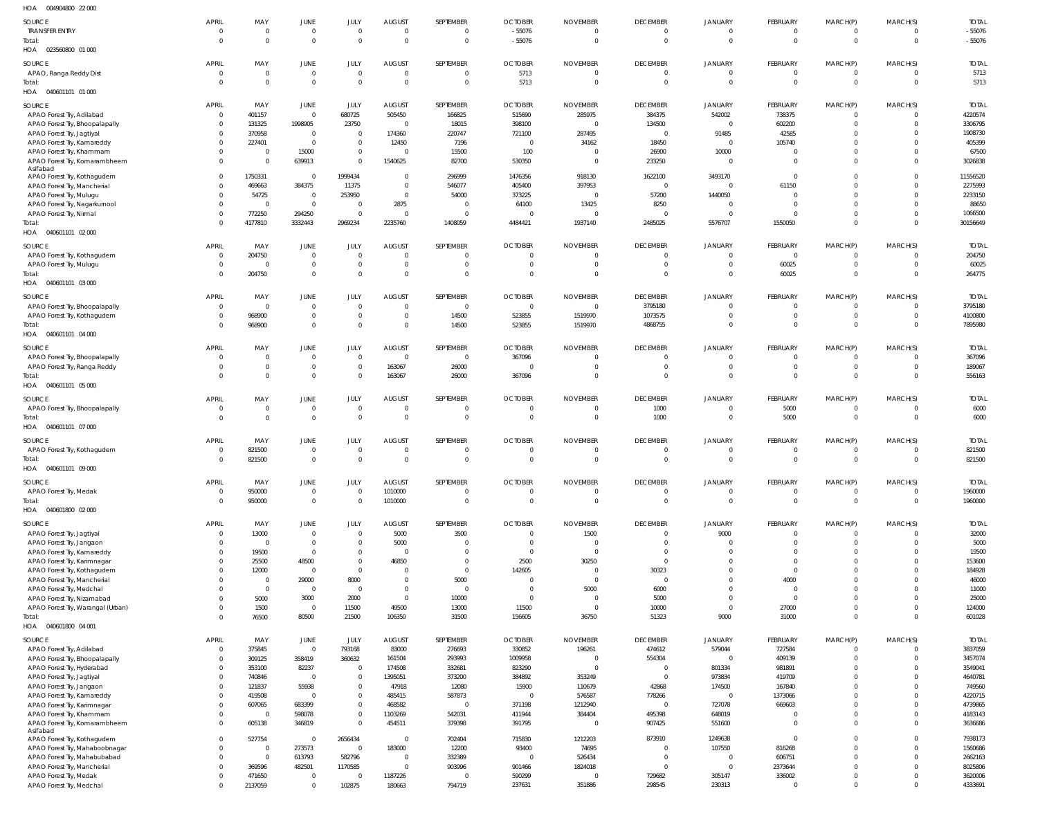HOA 004904800 22 000

| SOURCE | APRIL | MAY | JUNE | JULY | AUGUST | SEPTEMBER | OCTOBER | NOVEMBER | DECEMBER | JANUARY | FEBRUARY | MARCH(P) | MARCH(S) | TOTAL |
|---|---|---|---|---|---|---|---|---|---|---|---|---|---|---|
| TRANSFER ENTRY | 0 | 0 | 0 | 0 | 0 | 0 | -55076 | 0 | 0 | 0 | 0 | 0 | 0 | -55076 |
| Total: | 0 | 0 | 0 | 0 | 0 | 0 | -55076 | 0 | 0 | 0 | 0 | 0 | 0 | -55076 |

HOA 023560800 01 000

| SOURCE | APRIL | MAY | JUNE | JULY | AUGUST | SEPTEMBER | OCTOBER | NOVEMBER | DECEMBER | JANUARY | FEBRUARY | MARCH(P) | MARCH(S) | TOTAL |
|---|---|---|---|---|---|---|---|---|---|---|---|---|---|---|
| APAO, Ranga Reddy Dist | 0 | 0 | 0 | 0 | 0 | 0 | 5713 | 0 | 0 | 0 | 0 | 0 | 0 | 5713 |
| Total: | 0 | 0 | 0 | 0 | 0 | 0 | 5713 | 0 | 0 | 0 | 0 | 0 | 0 | 5713 |

HOA 040601101 01 000

| SOURCE | APRIL | MAY | JUNE | JULY | AUGUST | SEPTEMBER | OCTOBER | NOVEMBER | DECEMBER | JANUARY | FEBRUARY | MARCH(P) | MARCH(S) | TOTAL |
|---|---|---|---|---|---|---|---|---|---|---|---|---|---|---|
| APAO Forest Try, Adilabad | 0 | 401157 | 0 | 680725 | 505450 | 166825 | 515690 | 285975 | 384375 | 542002 | 738375 | 0 | 0 | 4220574 |
| APAO Forest Try, Bhoopalapally | 0 | 131325 | 1998905 | 23750 | 0 | 18015 | 398100 | 0 | 134500 | 0 | 602200 | 0 | 0 | 3306795 |
| APAO Forest Try, Jagtiyal | 0 | 370958 | 0 | 0 | 174360 | 220747 | 721100 | 287495 | 0 | 91485 | 42585 | 0 | 0 | 1908730 |
| APAO Forest Try, Kamareddy | 0 | 227401 | 0 | 0 | 12450 | 7196 | 0 | 34162 | 18450 | 0 | 105740 | 0 | 0 | 405399 |
| APAO Forest Try, Khammam | 0 | 0 | 15000 | 0 | 0 | 15500 | 100 | 0 | 26900 | 10000 | 0 | 0 | 0 | 67500 |
| APAO Forest Try, Komarambheem Asifabad | 0 | 0 | 639913 | 0 | 1540625 | 82700 | 530350 | 0 | 233250 | 0 | 0 | 0 | 0 | 3026838 |
| APAO Forest Try, Kothagudem | 0 | 1750331 | 0 | 1999434 | 0 | 296999 | 1476356 | 918130 | 1622100 | 3493170 | 0 | 0 | 0 | 11556520 |
| APAO Forest Try, Mancherial | 0 | 469663 | 384375 | 11375 | 0 | 546077 | 405400 | 397953 | 0 | 0 | 61150 | 0 | 0 | 2275993 |
| APAO Forest Try, Mulugu | 0 | 54725 | 0 | 253950 | 0 | 54000 | 373225 | 0 | 57200 | 1440050 | 0 | 0 | 0 | 2233150 |
| APAO Forest Try, Nagarkurnool | 0 | 0 | 0 | 0 | 2875 | 0 | 64100 | 13425 | 8250 | 0 | 0 | 0 | 0 | 88650 |
| APAO Forest Try, Nirmal | 0 | 772250 | 294250 | 0 | 0 | 0 | 0 | 0 | 0 | 0 | 0 | 0 | 0 | 1066500 |
| Total: | 0 | 4177810 | 3332443 | 2969234 | 2235760 | 1408059 | 4484421 | 1937140 | 2485025 | 5576707 | 1550050 | 0 | 0 | 30156649 |

HOA 040601101 02 000

| SOURCE | APRIL | MAY | JUNE | JULY | AUGUST | SEPTEMBER | OCTOBER | NOVEMBER | DECEMBER | JANUARY | FEBRUARY | MARCH(P) | MARCH(S) | TOTAL |
|---|---|---|---|---|---|---|---|---|---|---|---|---|---|---|
| APAO Forest Try, Kothagudem | 0 | 204750 | 0 | 0 | 0 | 0 | 0 | 0 | 0 | 0 | 0 | 0 | 0 | 204750 |
| APAO Forest Try, Mulugu | 0 | 0 | 0 | 0 | 0 | 0 | 0 | 0 | 0 | 0 | 60025 | 0 | 0 | 60025 |
| Total: | 0 | 204750 | 0 | 0 | 0 | 0 | 0 | 0 | 0 | 0 | 60025 | 0 | 0 | 264775 |

HOA 040601101 03 000

| SOURCE | APRIL | MAY | JUNE | JULY | AUGUST | SEPTEMBER | OCTOBER | NOVEMBER | DECEMBER | JANUARY | FEBRUARY | MARCH(P) | MARCH(S) | TOTAL |
|---|---|---|---|---|---|---|---|---|---|---|---|---|---|---|
| APAO Forest Try, Bhoopalapally | 0 | 0 | 0 | 0 | 0 | 0 | 0 | 0 | 3795180 | 0 | 0 | 0 | 0 | 3795180 |
| APAO Forest Try, Kothagudem | 0 | 968900 | 0 | 0 | 0 | 14500 | 523855 | 1519970 | 1073575 | 0 | 0 | 0 | 0 | 4100800 |
| Total: | 0 | 968900 | 0 | 0 | 0 | 14500 | 523855 | 1519970 | 4868755 | 0 | 0 | 0 | 0 | 7895980 |

HOA 040601101 04 000

| SOURCE | APRIL | MAY | JUNE | JULY | AUGUST | SEPTEMBER | OCTOBER | NOVEMBER | DECEMBER | JANUARY | FEBRUARY | MARCH(P) | MARCH(S) | TOTAL |
|---|---|---|---|---|---|---|---|---|---|---|---|---|---|---|
| APAO Forest Try, Bhoopalapally | 0 | 0 | 0 | 0 | 0 | 0 | 367096 | 0 | 0 | 0 | 0 | 0 | 0 | 367096 |
| APAO Forest Try, Ranga Reddy | 0 | 0 | 0 | 0 | 163067 | 26000 | 0 | 0 | 0 | 0 | 0 | 0 | 0 | 189067 |
| Total: | 0 | 0 | 0 | 0 | 163067 | 26000 | 367096 | 0 | 0 | 0 | 0 | 0 | 0 | 556163 |

HOA 040601101 05 000

| SOURCE | APRIL | MAY | JUNE | JULY | AUGUST | SEPTEMBER | OCTOBER | NOVEMBER | DECEMBER | JANUARY | FEBRUARY | MARCH(P) | MARCH(S) | TOTAL |
|---|---|---|---|---|---|---|---|---|---|---|---|---|---|---|
| APAO Forest Try, Bhoopalapally | 0 | 0 | 0 | 0 | 0 | 0 | 0 | 0 | 1000 | 0 | 5000 | 0 | 0 | 6000 |
| Total: | 0 | 0 | 0 | 0 | 0 | 0 | 0 | 0 | 1000 | 0 | 5000 | 0 | 0 | 6000 |

HOA 040601101 07 000

| SOURCE | APRIL | MAY | JUNE | JULY | AUGUST | SEPTEMBER | OCTOBER | NOVEMBER | DECEMBER | JANUARY | FEBRUARY | MARCH(P) | MARCH(S) | TOTAL |
|---|---|---|---|---|---|---|---|---|---|---|---|---|---|---|
| APAO Forest Try, Kothagudem | 0 | 821500 | 0 | 0 | 0 | 0 | 0 | 0 | 0 | 0 | 0 | 0 | 0 | 821500 |
| Total: | 0 | 821500 | 0 | 0 | 0 | 0 | 0 | 0 | 0 | 0 | 0 | 0 | 0 | 821500 |

HOA 040601101 09 000

| SOURCE | APRIL | MAY | JUNE | JULY | AUGUST | SEPTEMBER | OCTOBER | NOVEMBER | DECEMBER | JANUARY | FEBRUARY | MARCH(P) | MARCH(S) | TOTAL |
|---|---|---|---|---|---|---|---|---|---|---|---|---|---|---|
| APAO Forest Try, Medak | 0 | 950000 | 0 | 0 | 1010000 | 0 | 0 | 0 | 0 | 0 | 0 | 0 | 0 | 1960000 |
| Total: | 0 | 950000 | 0 | 0 | 1010000 | 0 | 0 | 0 | 0 | 0 | 0 | 0 | 0 | 1960000 |

HOA 040601800 02 000

| SOURCE | APRIL | MAY | JUNE | JULY | AUGUST | SEPTEMBER | OCTOBER | NOVEMBER | DECEMBER | JANUARY | FEBRUARY | MARCH(P) | MARCH(S) | TOTAL |
|---|---|---|---|---|---|---|---|---|---|---|---|---|---|---|
| APAO Forest Try, Jagtiyal | 0 | 13000 | 0 | 0 | 5000 | 3500 | 0 | 1500 | 0 | 9000 | 0 | 0 | 0 | 32000 |
| APAO Forest Try, Jangaon | 0 | 0 | 0 | 0 | 5000 | 0 | 0 | 0 | 0 | 0 | 0 | 0 | 0 | 5000 |
| APAO Forest Try, Kamareddy | 0 | 19500 | 0 | 0 | 0 | 0 | 0 | 0 | 0 | 0 | 0 | 0 | 0 | 19500 |
| APAO Forest Try, Karimnagar | 0 | 25500 | 48500 | 0 | 46850 | 0 | 2500 | 30250 | 0 | 0 | 0 | 0 | 0 | 153600 |
| APAO Forest Try, Kothagudem | 0 | 12000 | 0 | 0 | 0 | 0 | 142605 | 0 | 30323 | 0 | 0 | 0 | 0 | 184928 |
| APAO Forest Try, Mancherial | 0 | 0 | 29000 | 8000 | 0 | 5000 | 0 | 0 | 0 | 0 | 4000 | 0 | 0 | 46000 |
| APAO Forest Try, Medchal | 0 | 0 | 0 | 0 | 0 | 0 | 0 | 5000 | 6000 | 0 | 0 | 0 | 0 | 11000 |
| APAO Forest Try, Nizamabad | 0 | 5000 | 3000 | 2000 | 0 | 10000 | 0 | 0 | 5000 | 0 | 0 | 0 | 0 | 25000 |
| APAO Forest Try, Warangal (Urban) | 0 | 1500 | 0 | 11500 | 49500 | 13000 | 11500 | 0 | 10000 | 0 | 27000 | 0 | 0 | 124000 |
| Total: | 0 | 76500 | 80500 | 21500 | 106350 | 31500 | 156605 | 36750 | 51323 | 9000 | 31000 | 0 | 0 | 601028 |

HOA 040601800 04 001

| SOURCE | APRIL | MAY | JUNE | JULY | AUGUST | SEPTEMBER | OCTOBER | NOVEMBER | DECEMBER | JANUARY | FEBRUARY | MARCH(P) | MARCH(S) | TOTAL |
|---|---|---|---|---|---|---|---|---|---|---|---|---|---|---|
| APAO Forest Try, Adilabad | 0 | 375845 | 0 | 793168 | 83000 | 276693 | 330852 | 196261 | 474612 | 579044 | 727584 | 0 | 0 | 3837059 |
| APAO Forest Try, Bhoopalapally | 0 | 309125 | 358419 | 360632 | 161504 | 293993 | 1009958 | 0 | 554304 | 0 | 409139 | 0 | 0 | 3457074 |
| APAO Forest Try, Hyderabad | 0 | 353100 | 82237 | 0 | 174508 | 332681 | 823290 | 0 | 0 | 801334 | 981891 | 0 | 0 | 3549041 |
| APAO Forest Try, Jagtiyal | 0 | 740846 | 0 | 0 | 1395051 | 373200 | 384892 | 353249 | 0 | 973834 | 419709 | 0 | 0 | 4640781 |
| APAO Forest Try, Jangaon | 0 | 121837 | 55938 | 0 | 47918 | 12080 | 15900 | 110679 | 42868 | 174500 | 167840 | 0 | 0 | 749560 |
| APAO Forest Try, Kamareddy | 0 | 419508 | 0 | 0 | 485415 | 587873 | 0 | 576587 | 778266 | 0 | 1373066 | 0 | 0 | 4220715 |
| APAO Forest Try, Karimnagar | 0 | 607065 | 683399 | 0 | 468582 | 0 | 371198 | 1212940 | 0 | 727078 | 669603 | 0 | 0 | 4739865 |
| APAO Forest Try, Khammam | 0 | 0 | 598078 | 0 | 1103269 | 542031 | 411944 | 384404 | 495398 | 648019 | 0 | 0 | 0 | 4183143 |
| APAO Forest Try, Komarambheem Asifabad | 0 | 605138 | 346819 | 0 | 454511 | 379398 | 391795 | 0 | 907425 | 551600 | 0 | 0 | 0 | 3636686 |
| APAO Forest Try, Kothagudem | 0 | 527754 | 0 | 2656434 | 0 | 702404 | 715830 | 1212203 | 873910 | 1249638 | 0 | 0 | 0 | 7938173 |
| APAO Forest Try, Mahaboobnagar | 0 | 0 | 273573 | 0 | 183000 | 12200 | 93400 | 74695 | 0 | 107550 | 816268 | 0 | 0 | 1560686 |
| APAO Forest Try, Mahabubabad | 0 | 0 | 613793 | 582796 | 0 | 332389 | 0 | 526434 | 0 | 0 | 606751 | 0 | 0 | 2662163 |
| APAO Forest Try, Mancherial | 0 | 369596 | 482501 | 1170585 | 0 | 903996 | 901466 | 1824018 | 0 | 0 | 2373644 | 0 | 0 | 8025806 |
| APAO Forest Try, Medak | 0 | 471650 | 0 | 0 | 1187226 | 0 | 590299 | 0 | 729682 | 305147 | 336002 | 0 | 0 | 3620006 |
| APAO Forest Try, Medchal | 0 | 2137059 | 0 | 102875 | 180663 | 794719 | 237631 | 351886 | 298545 | 230313 | 0 | 0 | 0 | 4333691 |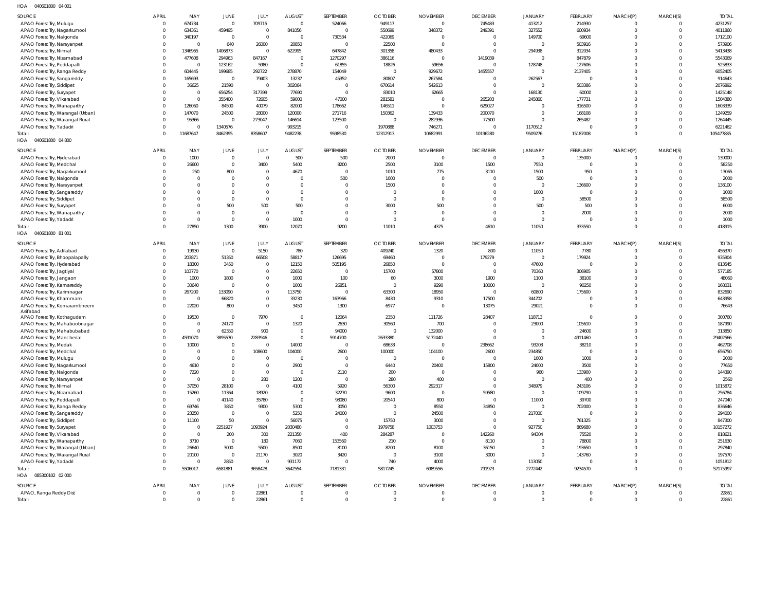HOA 040601800 04 001

| SOURCE | APRIL | MAY | JUNE | JULY | AUGUST | SEPTEMBER | OCTOBER | NOVEMBER | DECEMBER | JANUARY | FEBRUARY | MARCH(P) | MARCH(S) | TOTAL |
|---|---|---|---|---|---|---|---|---|---|---|---|---|---|---|
| APAO Forest Try, Mulugu | 0 | 674734 | 0 | 709715 | 0 | 524066 | 949117 | 0 | 745483 | 413212 | 214930 | 0 | 0 | 4231257 |
| APAO Forest Try, Nagarkurnool | 0 | 634361 | 459495 | 0 | 841056 | 0 | 550699 | 348372 | 249391 | 327552 | 600934 | 0 | 0 | 4011860 |
| APAO Forest Try, Nalgonda | 0 | 340197 | 0 | 0 | 0 | 730534 | 422069 | 0 | 0 | 149700 | 69600 | 0 | 0 | 1712100 |
| APAO Forest Try, Narayanpet | 0 | 0 | 640 | 26000 | 20850 | 0 | 22500 | 0 | 0 | 0 | 503916 | 0 | 0 | 573906 |
| APAO Forest Try, Nirmal | 0 | 1346965 | 1406873 | 0 | 622995 | 647842 | 301358 | 480433 | 0 | 294938 | 312034 | 0 | 0 | 5413438 |
| APAO Forest Try, Nizamabad | 0 | 477608 | 294963 | 847167 | 0 | 1270297 | 386116 | 0 | 1419039 | 0 | 847879 | 0 | 0 | 5543069 |
| APAO Forest Try, Peddapalli | 0 | 0 | 123162 | 5980 | 0 | 61855 | 18826 | 59656 | 0 | 128748 | 127606 | 0 | 0 | 525833 |
| APAO Forest Try, Ranga Reddy | 0 | 604445 | 199685 | 292722 | 278870 | 154049 | 0 | 929672 | 1455557 | 0 | 2137405 | 0 | 0 | 6052405 |
| APAO Forest Try, Sangareddy | 0 | 165693 | 0 | 79403 | 13237 | 45352 | 80807 | 267584 | 0 | 262567 | 0 | 0 | 0 | 914643 |
| APAO Forest Try, Siddipet | 0 | 36625 | 21590 | 0 | 302064 | 0 | 670614 | 542613 | 0 | 0 | 503386 | 0 | 0 | 2076892 |
| APAO Forest Try, Suryapet | 0 | 0 | 656254 | 317399 | 77690 | 0 | 83010 | 62665 | 0 | 168130 | 60000 | 0 | 0 | 1425148 |
| APAO Forest Try, Vikarabad | 0 | 0 | 355400 | 72605 | 59000 | 47000 | 281581 | 0 | 265203 | 245860 | 177731 | 0 | 0 | 1504380 |
| APAO Forest Try, Wanaparthy | 0 | 126060 | 84500 | 40079 | 82000 | 178662 | 146511 | 0 | 629027 | 0 | 316500 | 0 | 0 | 1603339 |
| APAO Forest Try, Warangal (Urban) | 0 | 147070 | 24500 | 28000 | 120000 | 271716 | 150362 | 139433 | 200070 | 0 | 168108 | 0 | 0 | 1249259 |
| APAO Forest Try, Warangal Rural | 0 | 95366 | 0 | 273047 | 146614 | 123500 | 0 | 282936 | 77500 | 0 | 265482 | 0 | 0 | 1264445 |
| APAO Forest Try, Yadadri | 0 | 0 | 1340576 | 0 | 993215 | 0 | 1970888 | 746271 | 0 | 1170512 | 0 | 0 | 0 | 6221462 |
| Total: | 0 | 11687647 | 8462395 | 8358607 | 9482238 | 9598530 | 12312913 | 10682991 | 10196280 | 9509276 | 15187008 | 0 | 0 | 105477885 |

HOA 040601800 04 800

| SOURCE | APRIL | MAY | JUNE | JULY | AUGUST | SEPTEMBER | OCTOBER | NOVEMBER | DECEMBER | JANUARY | FEBRUARY | MARCH(P) | MARCH(S) | TOTAL |
|---|---|---|---|---|---|---|---|---|---|---|---|---|---|---|
| APAO Forest Try, Hyderabad | 0 | 1000 | 0 | 0 | 500 | 500 | 2000 | 0 | 0 | 0 | 135000 | 0 | 0 | 139000 |
| APAO Forest Try, Medchal | 0 | 26600 | 0 | 3400 | 5400 | 8200 | 2500 | 3100 | 1500 | 7550 | 0 | 0 | 0 | 58250 |
| APAO Forest Try, Nagarkurnool | 0 | 250 | 800 | 0 | 4670 | 0 | 1010 | 775 | 3110 | 1500 | 950 | 0 | 0 | 13065 |
| APAO Forest Try, Nalgonda | 0 | 0 | 0 | 0 | 0 | 500 | 1000 | 0 | 0 | 500 | 0 | 0 | 0 | 2000 |
| APAO Forest Try, Narayanpet | 0 | 0 | 0 | 0 | 0 | 0 | 1500 | 0 | 0 | 0 | 136600 | 0 | 0 | 138100 |
| APAO Forest Try, Sangareddy | 0 | 0 | 0 | 0 | 0 | 0 | 0 | 0 | 0 | 1000 | 0 | 0 | 0 | 1000 |
| APAO Forest Try, Siddipet | 0 | 0 | 0 | 0 | 0 | 0 | 0 | 0 | 0 | 0 | 58500 | 0 | 0 | 58500 |
| APAO Forest Try, Suryapet | 0 | 0 | 500 | 500 | 500 | 0 | 3000 | 500 | 0 | 500 | 500 | 0 | 0 | 6000 |
| APAO Forest Try, Wanaparthy | 0 | 0 | 0 | 0 | 0 | 0 | 0 | 0 | 0 | 0 | 2000 | 0 | 0 | 2000 |
| APAO Forest Try, Yadadri | 0 | 0 | 0 | 0 | 1000 | 0 | 0 | 0 | 0 | 0 | 0 | 0 | 0 | 1000 |
| Total: | 0 | 27850 | 1300 | 3900 | 12070 | 9200 | 11010 | 4375 | 4610 | 11050 | 333550 | 0 | 0 | 418915 |

HOA 040601800 81 001

| SOURCE | APRIL | MAY | JUNE | JULY | AUGUST | SEPTEMBER | OCTOBER | NOVEMBER | DECEMBER | JANUARY | FEBRUARY | MARCH(P) | MARCH(S) | TOTAL |
|---|---|---|---|---|---|---|---|---|---|---|---|---|---|---|
| APAO Forest Try, Adilabad | 0 | 19930 | 0 | 5150 | 780 | 320 | 409240 | 1320 | 800 | 11050 | 7780 | 0 | 0 | 456370 |
| APAO Forest Try, Bhoopalapally | 0 | 203871 | 51350 | 66508 | 58817 | 126695 | 69460 | 0 | 179279 | 0 | 179924 | 0 | 0 | 935904 |
| APAO Forest Try, Hyderabad | 0 | 18300 | 3450 | 0 | 12150 | 505195 | 26850 | 0 | 0 | 47600 | 0 | 0 | 0 | 613545 |
| APAO Forest Try, Jagtiyal | 0 | 103770 | 0 | 0 | 22650 | 0 | 15700 | 57800 | 0 | 70360 | 306905 | 0 | 0 | 577185 |
| APAO Forest Try, Jangaon | 0 | 1000 | 1800 | 0 | 1000 | 100 | 60 | 3000 | 1900 | 1100 | 38100 | 0 | 0 | 48060 |
| APAO Forest Try, Kamareddy | 0 | 30640 | 0 | 0 | 1000 | 26851 | 0 | 9290 | 10000 | 0 | 90250 | 0 | 0 | 168031 |
| APAO Forest Try, Karimnagar | 0 | 267200 | 133090 | 0 | 113750 | 0 | 63300 | 18950 | 0 | 60800 | 175600 | 0 | 0 | 832690 |
| APAO Forest Try, Khammam | 0 | 0 | 66820 | 0 | 33230 | 163966 | 8430 | 9310 | 17500 | 344702 | 0 | 0 | 0 | 643958 |
| APAO Forest Try, Komarambheem Asifabad | 0 | 22020 | 800 | 0 | 3450 | 1300 | 6977 | 0 | 13075 | 29021 | 0 | 0 | 0 | 76643 |
| APAO Forest Try, Kothagudem | 0 | 19530 | 0 | 7970 | 0 | 12064 | 2350 | 111726 | 28407 | 118713 | 0 | 0 | 0 | 300760 |
| APAO Forest Try, Mahaboobnagar | 0 | 0 | 24170 | 0 | 1320 | 2630 | 30560 | 700 | 0 | 23000 | 105610 | 0 | 0 | 187990 |
| APAO Forest Try, Mahabubabad | 0 | 0 | 62350 | 900 | 0 | 94000 | 0 | 132000 | 0 | 0 | 24600 | 0 | 0 | 313850 |
| APAO Forest Try, Mancherial | 0 | 4591070 | 3895570 | 2283946 | 0 | 5914700 | 2633380 | 5172440 | 0 | 0 | 4911460 | 0 | 0 | 29402566 |
| APAO Forest Try, Medak | 0 | 10000 | 0 | 0 | 14000 | 0 | 68633 | 0 | 238662 | 93203 | 38210 | 0 | 0 | 462708 |
| APAO Forest Try, Medchal | 0 | 0 | 0 | 108600 | 104000 | 2600 | 100000 | 104100 | 2600 | 234850 | 0 | 0 | 0 | 656750 |
| APAO Forest Try, Mulugu | 0 | 0 | 0 | 0 | 0 | 0 | 0 | 0 | 0 | 1000 | 1000 | 0 | 0 | 2000 |
| APAO Forest Try, Nagarkurnool | 0 | 4610 | 0 | 0 | 2900 | 0 | 6440 | 20400 | 15800 | 24000 | 3500 | 0 | 0 | 77650 |
| APAO Forest Try, Nalgonda | 0 | 7220 | 0 | 0 | 0 | 2110 | 200 | 0 | 0 | 960 | 133900 | 0 | 0 | 144390 |
| APAO Forest Try, Narayanpet | 0 | 0 | 0 | 280 | 1200 | 0 | 280 | 400 | 0 | 0 | 400 | 0 | 0 | 2560 |
| APAO Forest Try, Nirmal | 0 | 37050 | 28100 | 0 | 4100 | 5920 | 56300 | 292317 | 0 | 348979 | 243106 | 0 | 0 | 1015872 |
| APAO Forest Try, Nizamabad | 0 | 15260 | 11364 | 18920 | 0 | 32270 | 9600 | 0 | 59580 | 0 | 109790 | 0 | 0 | 256784 |
| APAO Forest Try, Peddapalli | 0 | 0 | 41140 | 35780 | 0 | 98080 | 20540 | 800 | 0 | 11000 | 39700 | 0 | 0 | 247040 |
| APAO Forest Try, Ranga Reddy | 0 | 69746 | 3850 | 9300 | 5300 | 3050 | 0 | 8550 | 34850 | 0 | 702000 | 0 | 0 | 836646 |
| APAO Forest Try, Sangareddy | 0 | 23250 | 0 | 0 | 5250 | 24000 | 0 | 24500 | 0 | 217000 | 0 | 0 | 0 | 294000 |
| APAO Forest Try, Siddipet | 0 | 11100 | 50 | 0 | 56075 | 0 | 15750 | 3000 | 0 | 0 | 761325 | 0 | 0 | 847300 |
| APAO Forest Try, Suryapet | 0 | 0 | 2251927 | 1093924 | 2030480 | 0 | 1979758 | 1003753 | 0 | 927750 | 869680 | 0 | 0 | 10157272 |
| APAO Forest Try, Vikarabad | 0 | 0 | 200 | 300 | 221350 | 400 | 284287 | 0 | 142260 | 94304 | 75520 | 0 | 0 | 818621 |
| APAO Forest Try, Wanaparthy | 0 | 3710 | 0 | 180 | 7060 | 153560 | 210 | 0 | 8110 | 0 | 78800 | 0 | 0 | 251630 |
| APAO Forest Try, Warangal (Urban) | 0 | 26640 | 3000 | 5500 | 8500 | 8100 | 8200 | 8100 | 36150 | 0 | 193650 | 0 | 0 | 297840 |
| APAO Forest Try, Warangal Rural | 0 | 20100 | 0 | 21170 | 3020 | 3420 | 0 | 3100 | 3000 | 0 | 143760 | 0 | 0 | 197570 |
| APAO Forest Try, Yadadri | 0 | 0 | 2850 | 0 | 931172 | 0 | 740 | 4000 | 0 | 113050 | 0 | 0 | 0 | 1051812 |
| Total: | 0 | 5506017 | 6581881 | 3658428 | 3642554 | 7181331 | 5817245 | 6989556 | 791973 | 2772442 | 9234570 | 0 | 0 | 52175997 |

HOA 085300102 02 000

| SOURCE | APRIL | MAY | JUNE | JULY | AUGUST | SEPTEMBER | OCTOBER | NOVEMBER | DECEMBER | JANUARY | FEBRUARY | MARCH(P) | MARCH(S) | TOTAL |
|---|---|---|---|---|---|---|---|---|---|---|---|---|---|---|
| APAO, Ranga Reddy Dist | 0 | 0 | 0 | 22861 | 0 | 0 | 0 | 0 | 0 | 0 | 0 | 0 | 0 | 22861 |
| Total: | 0 | 0 | 0 | 22861 | 0 | 0 | 0 | 0 | 0 | 0 | 0 | 0 | 0 | 22861 |